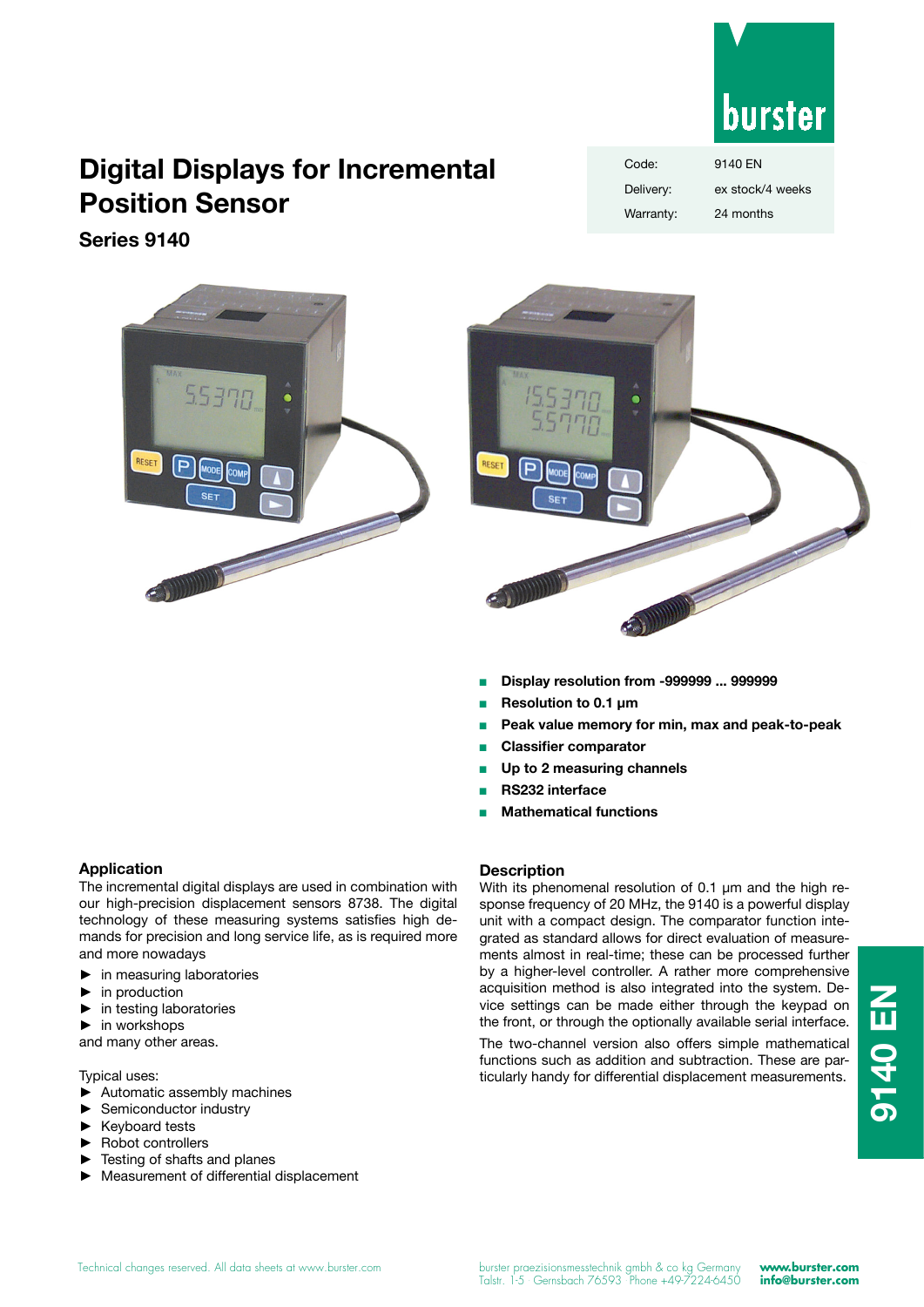# Digital Displays for Incremental Position Sensor

## Series 9140

| Code: | 9140 EN |
|---|---|
| Delivery: | ex stock/4 weeks |
| Warranty: | 24 months |

- **Display resolution from -999999 ... 999999**
- **Resolution to 0.1 µm**
- **Peak value memory for min, max and peak-to-peak**
- **Classifier comparator**
- **Up to 2 measuring channels**
- **RS232 interface**
- **Mathematical functions**

### Application

The incremental digital displays are used in combination with our high-precision displacement sensors 8738. The digital technology of these measuring systems satisfies high demands for precision and long service life, as is required more and more nowadays

- in measuring laboratories
- in production
- in testing laboratories
- in workshops

and many other areas.

Typical uses:

- Automatic assembly machines
- Semiconductor industry
- Keyboard tests
- Robot controllers
- Testing of shafts and planes
- Measurement of differential displacement

### Description

With its phenomenal resolution of 0.1 µm and the high response frequency of 20 MHz, the 9140 is a powerful display unit with a compact design. The comparator function integrated as standard allows for direct evaluation of measurements almost in real-time; these can be processed further by a higher-level controller. A rather more comprehensive acquisition method is also integrated into the system. Device settings can be made either through the keypad on the front, or through the optionally available serial interface.

The two-channel version also offers simple mathematical functions such as addition and subtraction. These are particularly handy for differential displacement measurements.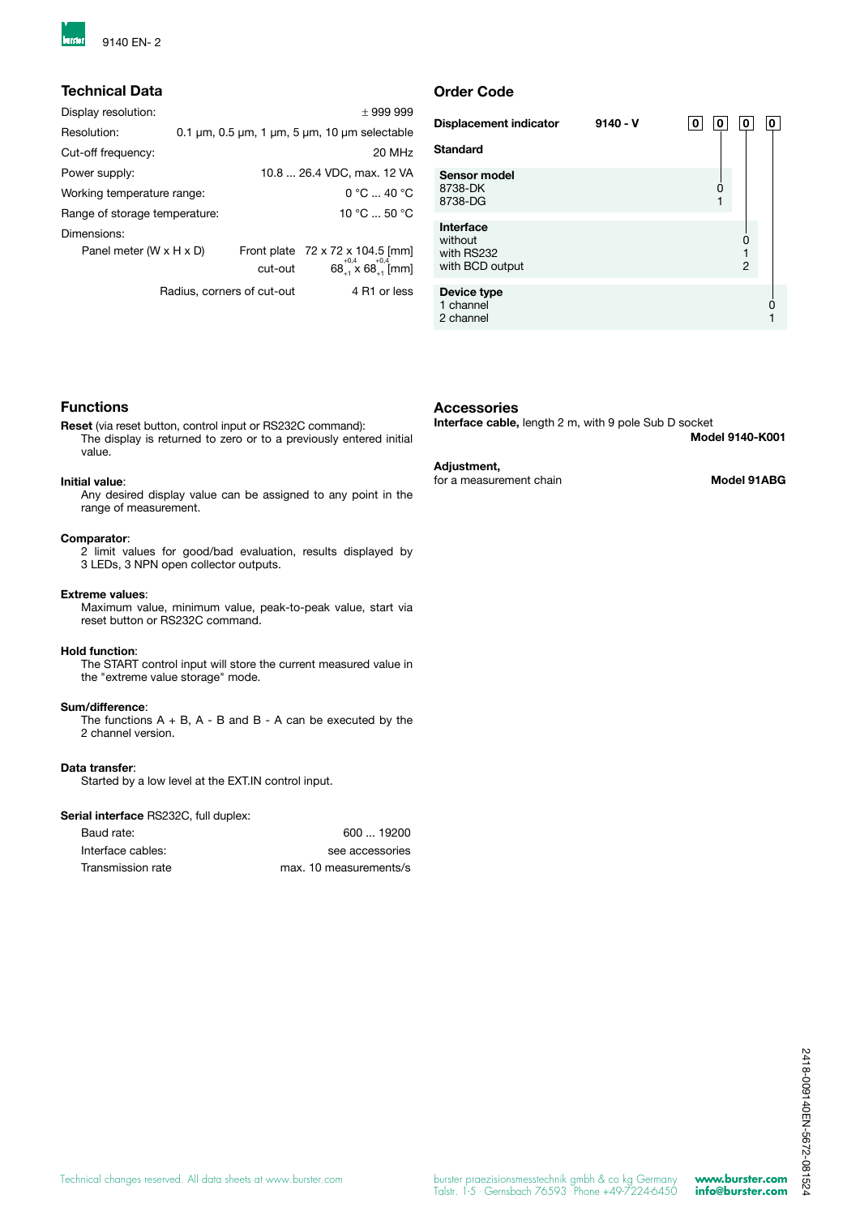## Technical Data

| | |
|---|---|
| Display resolution: | ± 999 999 |
| Resolution: | 0.1 µm, 0.5 µm, 1 µm, 5 µm, 10 µm selectable |
| Cut-off frequency: | 20 MHz |
| Power supply: | 10.8 ... 26.4 VDC, max. 12 VA |
| Working temperature range: | 0 °C ... 40 °C |
| Range of storage temperature: | 10 °C ... 50 °C |

Dimensions:

| | | |
|---|---|---|
| Panel meter (W x H x D) | Front plate | 72 x 72 x 104.5 [mm] |
| | cut-out | $68^{+0.4}_{+1}$ x $68^{+0.4}_{+1}$ [mm] |
| | Radius, corners of cut-out | 4 R1 or less |

## Functions

**Reset** (via reset button, control input or RS232C command):
The display is returned to zero or to a previously entered initial value.

**Initial value**:
Any desired display value can be assigned to any point in the range of measurement.

**Comparator**:
2 limit values for good/bad evaluation, results displayed by 3 LEDs, 3 NPN open collector outputs.

**Extreme values**:
Maximum value, minimum value, peak-to-peak value, start via reset button or RS232C command.

**Hold function**:
The START control input will store the current measured value in the "extreme value storage" mode.

**Sum/difference**:
The functions A + B, A - B and B - A can be executed by the 2 channel version.

**Data transfer**:
Started by a low level at the EXT.IN control input.

**Serial interface** RS232C, full duplex:

| | |
|---|---|
| Baud rate: | 600 ... 19200 |
| Interface cables: | see accessories |
| Transmission rate | max. 10 measurements/s |

## Order Code

**Displacement indicator** **9140 - V** 0 0 0 0

**Standard**

| **Sensor model** | |
|---|---|
| 8738-DK | 0 |
| 8738-DG | 1 |

| **Interface** | |
|---|---|
| without | 0 |
| with RS232 | 1 |
| with BCD output | 2 |

| **Device type** | |
|---|---|
| 1 channel | 0 |
| 2 channel | 1 |

## Accessories

**Interface cable,** length 2 m, with 9 pole Sub D socket — **Model 9140-K001**

**Adjustment,**
for a measurement chain — **Model 91ABG**

Technical changes reserved. All data sheets at www.burster.com

burster praezisionsmesstechnik gmbh & co kg Germany
Talstr. 1-5 Gernsbach 76593 Phone +49-7224-6450

**www.burster.com**
**info@burster.com**

2418-009140EN-5672-081524